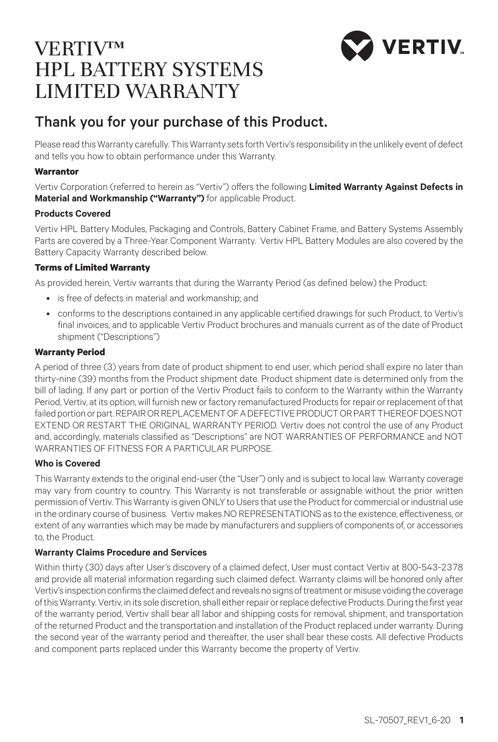# VERTIV™ HPL BATTERY SYSTEMS LIMITED WARRANTY

## Thank you for your purchase of this Product.

Please read this Warranty carefully. This Warranty sets forth Vertiv's responsibility in the unlikely event of defect and tells you how to obtain performance under this Warranty.

### Warrantor

Vertiv Corporation (referred to herein as "Vertiv") offers the following **Limited Warranty Against Defects in Material and Workmanship ("Warranty")** for applicable Product.

### Products Covered

Vertiv HPL Battery Modules, Packaging and Controls, Battery Cabinet Frame, and Battery Systems Assembly Parts are covered by a Three-Year Component Warranty. Vertiv HPL Battery Modules are also covered by the Battery Capacity Warranty described below.

### Terms of Limited Warranty

As provided herein, Vertiv warrants that during the Warranty Period (as defined below) the Product:

- is free of defects in material and workmanship; and
- conforms to the descriptions contained in any applicable certified drawings for such Product, to Vertiv's final invoices, and to applicable Vertiv Product brochures and manuals current as of the date of Product shipment ("Descriptions")

### Warranty Period

A period of three (3) years from date of product shipment to end user, which period shall expire no later than thirty-nine (39) months from the Product shipment date. Product shipment date is determined only from the bill of lading. If any part or portion of the Vertiv Product fails to conform to the Warranty within the Warranty Period, Vertiv, at its option, will furnish new or factory remanufactured Products for repair or replacement of that failed portion or part. REPAIR OR REPLACEMENT OF A DEFECTIVE PRODUCT OR PART THEREOF DOES NOT EXTEND OR RESTART THE ORIGINAL WARRANTY PERIOD. Vertiv does not control the use of any Product and, accordingly, materials classified as "Descriptions" are NOT WARRANTIES OF PERFORMANCE and NOT WARRANTIES OF FITNESS FOR A PARTICULAR PURPOSE.

### Who is Covered

This Warranty extends to the original end-user (the "User") only and is subject to local law. Warranty coverage may vary from country to country. This Warranty is not transferable or assignable without the prior written permission of Vertiv. This Warranty is given ONLY to Users that use the Product for commercial or industrial use in the ordinary course of business. Vertiv makes NO REPRESENTATIONS as to the existence, effectiveness, or extent of any warranties which may be made by manufacturers and suppliers of components of, or accessories to, the Product.

### Warranty Claims Procedure and Services

Within thirty (30) days after User's discovery of a claimed defect, User must contact Vertiv at 800-543-2378 and provide all material information regarding such claimed defect. Warranty claims will be honored only after Vertiv's inspection confirms the claimed defect and reveals no signs of treatment or misuse voiding the coverage of this Warranty. Vertiv, in its sole discretion, shall either repair or replace defective Products. During the first year of the warranty period, Vertiv shall bear all labor and shipping costs for removal, shipment, and transportation of the returned Product and the transportation and installation of the Product replaced under warranty. During the second year of the warranty period and thereafter, the user shall bear these costs. All defective Products and component parts replaced under this Warranty become the property of Vertiv.

SL-70507_REV1_6-20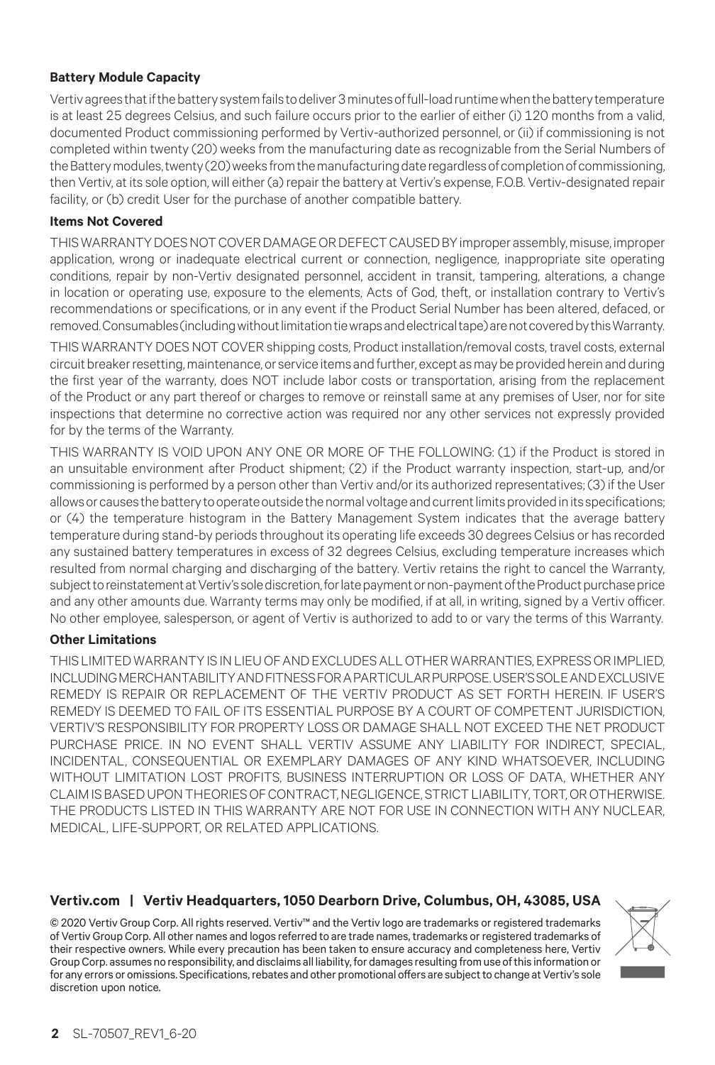**Battery Module Capacity**

Vertiv agrees that if the battery system fails to deliver 3 minutes of full-load runtime when the battery temperature is at least 25 degrees Celsius, and such failure occurs prior to the earlier of either (i) 120 months from a valid, documented Product commissioning performed by Vertiv-authorized personnel, or (ii) if commissioning is not completed within twenty (20) weeks from the manufacturing date as recognizable from the Serial Numbers of the Battery modules, twenty (20) weeks from the manufacturing date regardless of completion of commissioning, then Vertiv, at its sole option, will either (a) repair the battery at Vertiv's expense, F.O.B. Vertiv-designated repair facility, or (b) credit User for the purchase of another compatible battery.

**Items Not Covered**

THIS WARRANTY DOES NOT COVER DAMAGE OR DEFECT CAUSED BY improper assembly, misuse, improper application, wrong or inadequate electrical current or connection, negligence, inappropriate site operating conditions, repair by non-Vertiv designated personnel, accident in transit, tampering, alterations, a change in location or operating use, exposure to the elements, Acts of God, theft, or installation contrary to Vertiv's recommendations or specifications, or in any event if the Product Serial Number has been altered, defaced, or removed. Consumables (including without limitation tie wraps and electrical tape) are not covered by this Warranty.

THIS WARRANTY DOES NOT COVER shipping costs, Product installation/removal costs, travel costs, external circuit breaker resetting, maintenance, or service items and further, except as may be provided herein and during the first year of the warranty, does NOT include labor costs or transportation, arising from the replacement of the Product or any part thereof or charges to remove or reinstall same at any premises of User, nor for site inspections that determine no corrective action was required nor any other services not expressly provided for by the terms of the Warranty.

THIS WARRANTY IS VOID UPON ANY ONE OR MORE OF THE FOLLOWING: (1) if the Product is stored in an unsuitable environment after Product shipment; (2) if the Product warranty inspection, start-up, and/or commissioning is performed by a person other than Vertiv and/or its authorized representatives; (3) if the User allows or causes the battery to operate outside the normal voltage and current limits provided in its specifications; or (4) the temperature histogram in the Battery Management System indicates that the average battery temperature during stand-by periods throughout its operating life exceeds 30 degrees Celsius or has recorded any sustained battery temperatures in excess of 32 degrees Celsius, excluding temperature increases which resulted from normal charging and discharging of the battery. Vertiv retains the right to cancel the Warranty, subject to reinstatement at Vertiv's sole discretion, for late payment or non-payment of the Product purchase price and any other amounts due. Warranty terms may only be modified, if at all, in writing, signed by a Vertiv officer. No other employee, salesperson, or agent of Vertiv is authorized to add to or vary the terms of this Warranty.

**Other Limitations**

THIS LIMITED WARRANTY IS IN LIEU OF AND EXCLUDES ALL OTHER WARRANTIES, EXPRESS OR IMPLIED, INCLUDING MERCHANTABILITY AND FITNESS FOR A PARTICULAR PURPOSE. USER'S SOLE AND EXCLUSIVE REMEDY IS REPAIR OR REPLACEMENT OF THE VERTIV PRODUCT AS SET FORTH HEREIN. IF USER'S REMEDY IS DEEMED TO FAIL OF ITS ESSENTIAL PURPOSE BY A COURT OF COMPETENT JURISDICTION, VERTIV'S RESPONSIBILITY FOR PROPERTY LOSS OR DAMAGE SHALL NOT EXCEED THE NET PRODUCT PURCHASE PRICE. IN NO EVENT SHALL VERTIV ASSUME ANY LIABILITY FOR INDIRECT, SPECIAL, INCIDENTAL, CONSEQUENTIAL OR EXEMPLARY DAMAGES OF ANY KIND WHATSOEVER, INCLUDING WITHOUT LIMITATION LOST PROFITS, BUSINESS INTERRUPTION OR LOSS OF DATA, WHETHER ANY CLAIM IS BASED UPON THEORIES OF CONTRACT, NEGLIGENCE, STRICT LIABILITY, TORT, OR OTHERWISE. THE PRODUCTS LISTED IN THIS WARRANTY ARE NOT FOR USE IN CONNECTION WITH ANY NUCLEAR, MEDICAL, LIFE-SUPPORT, OR RELATED APPLICATIONS.

**Vertiv.com | Vertiv Headquarters, 1050 Dearborn Drive, Columbus, OH, 43085, USA**

© 2020 Vertiv Group Corp. All rights reserved. Vertiv™ and the Vertiv logo are trademarks or registered trademarks of Vertiv Group Corp. All other names and logos referred to are trade names, trademarks or registered trademarks of their respective owners. While every precaution has been taken to ensure accuracy and completeness here, Vertiv Group Corp. assumes no responsibility, and disclaims all liability, for damages resulting from use of this information or for any errors or omissions. Specifications, rebates and other promotional offers are subject to change at Vertiv's sole discretion upon notice.

SL-70507_REV1_6-20